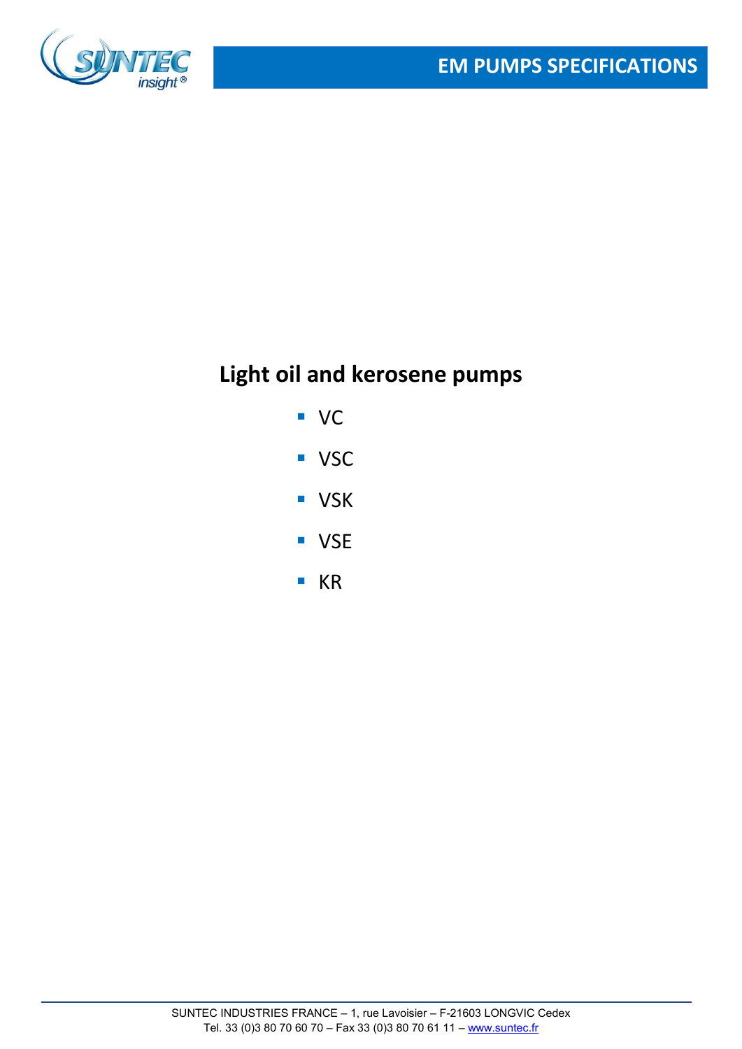# EM PUMPS SPECIFICATIONS

## Light oil and kerosene pumps

- VC
- VSC
- VSK
- VSE
- KR

SUNTEC INDUSTRIES FRANCE – 1, rue Lavoisier – F-21603 LONGVIC Cedex
Tel. 33 (0)3 80 70 60 70 – Fax 33 (0)3 80 70 61 11 – www.suntec.fr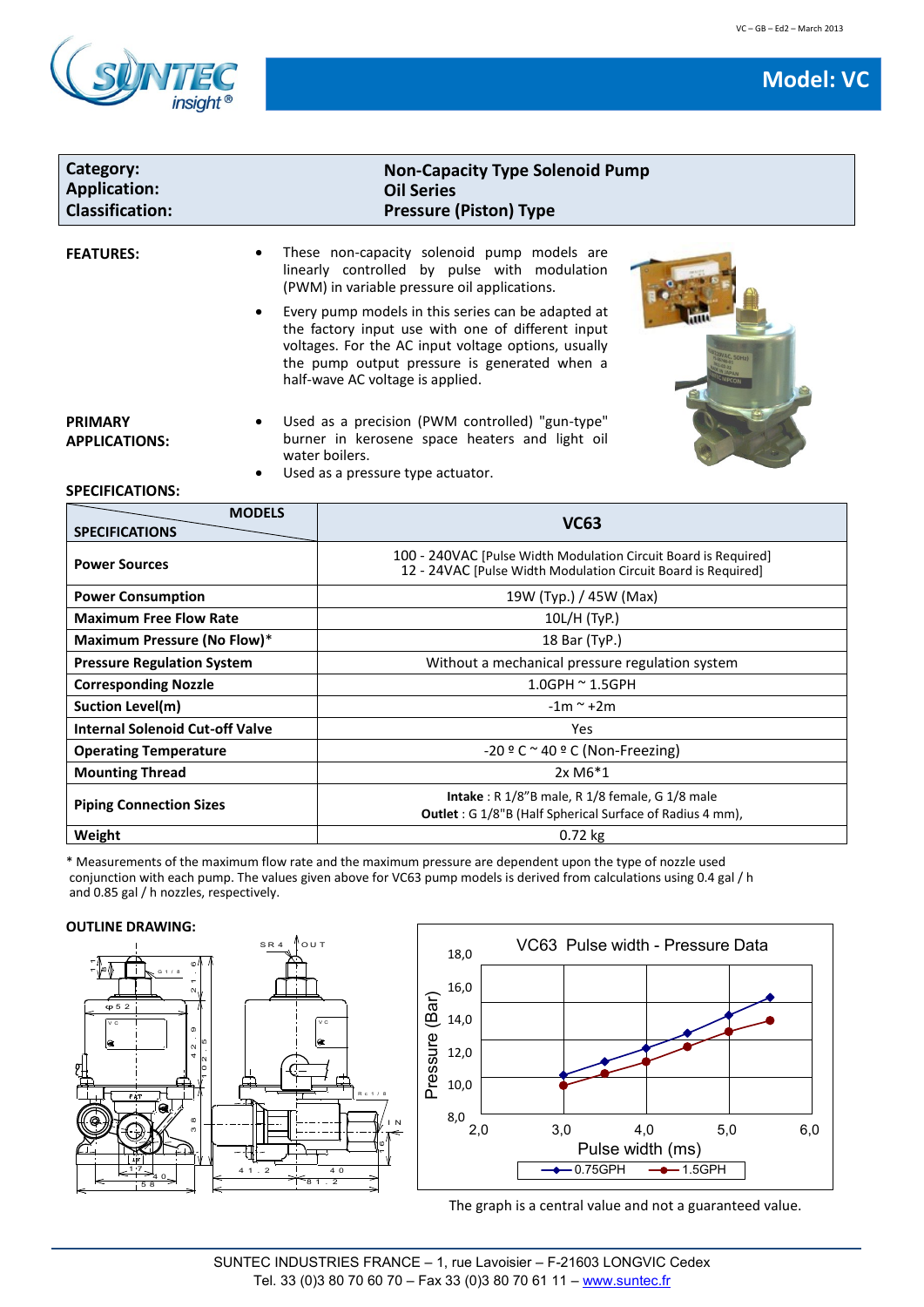# Model: VC

| Category: | Non-Capacity Type Solenoid Pump |
|---|---|
| Application: | Oil Series |
| Classification: | Pressure (Piston) Type |

**FEATURES:**

- These non-capacity solenoid pump models are linearly controlled by pulse with modulation (PWM) in variable pressure oil applications.
- Every pump models in this series can be adapted at the factory input use with one of different input voltages. For the AC input voltage options, usually the pump output pressure is generated when a half-wave AC voltage is applied.

**PRIMARY APPLICATIONS:**

- Used as a precision (PWM controlled) "gun-type" burner in kerosene space heaters and light oil water boilers.
- Used as a pressure type actuator.

**SPECIFICATIONS:**

| SPECIFICATIONS / MODELS | VC63 |
|---|---|
| **Power Sources** | 100 - 240VAC [Pulse Width Modulation Circuit Board is Required]<br>12 - 24VAC [Pulse Width Modulation Circuit Board is Required] |
| **Power Consumption** | 19W (Typ.) / 45W (Max) |
| **Maximum Free Flow Rate** | 10L/H (TyP.) |
| **Maximum Pressure (No Flow)*** | 18 Bar (TyP.) |
| **Pressure Regulation System** | Without a mechanical pressure regulation system |
| **Corresponding Nozzle** | 1.0GPH ~ 1.5GPH |
| **Suction Level(m)** | -1m ~ +2m |
| **Internal Solenoid Cut-off Valve** | Yes |
| **Operating Temperature** | -20 º C ~ 40 º C (Non-Freezing) |
| **Mounting Thread** | 2x M6*1 |
| **Piping Connection Sizes** | **Intake** : R 1/8"B male, R 1/8 female, G 1/8 male<br>**Outlet** : G 1/8"B (Half Spherical Surface of Radius 4 mm), |
| **Weight** | 0.72 kg |

* Measurements of the maximum flow rate and the maximum pressure are dependent upon the type of nozzle used conjunction with each pump. The values given above for VC63 pump models is derived from calculations using 0.4 gal / h and 0.85 gal / h nozzles, respectively.

**OUTLINE DRAWING:**

The graph is a central value and not a guaranteed value.

SUNTEC INDUSTRIES FRANCE – 1, rue Lavoisier – F-21603 LONGVIC Cedex
Tel. 33 (0)3 80 70 60 70 – Fax 33 (0)3 80 70 61 11 – www.suntec.fr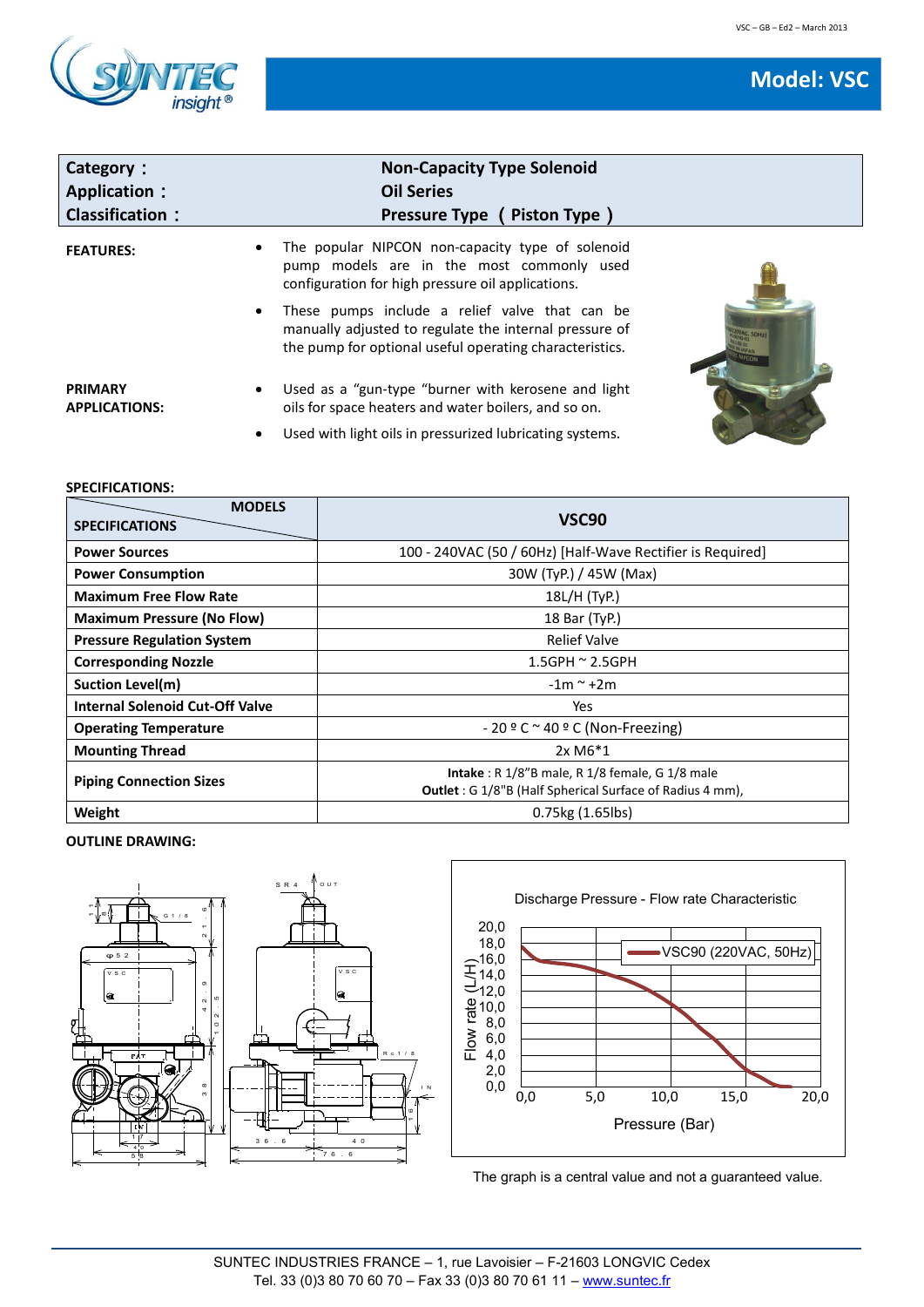# Model: VSC

| | |
|---|---|
| **Category：** | **Non-Capacity Type Solenoid** |
| **Application：** | **Oil Series** |
| **Classification：** | **Pressure Type（Piston Type）** |

**FEATURES:**

- The popular NIPCON non-capacity type of solenoid pump models are in the most commonly used configuration for high pressure oil applications.
- These pumps include a relief valve that can be manually adjusted to regulate the internal pressure of the pump for optional useful operating characteristics.

**PRIMARY APPLICATIONS:**

- Used as a "gun-type "burner with kerosene and light oils for space heaters and water boilers, and so on.
- Used with light oils in pressurized lubricating systems.

**SPECIFICATIONS:**

| SPECIFICATIONS / MODELS | VSC90 |
|---|---|
| **Power Sources** | 100 - 240VAC (50 / 60Hz) [Half-Wave Rectifier is Required] |
| **Power Consumption** | 30W (TyP.) / 45W (Max) |
| **Maximum Free Flow Rate** | 18L/H (TyP.) |
| **Maximum Pressure (No Flow)** | 18 Bar (TyP.) |
| **Pressure Regulation System** | Relief Valve |
| **Corresponding Nozzle** | 1.5GPH ~ 2.5GPH |
| **Suction Level(m)** | -1m ~ +2m |
| **Internal Solenoid Cut-Off Valve** | Yes |
| **Operating Temperature** | - 20 º C ~ 40 º C (Non-Freezing) |
| **Mounting Thread** | 2x M6*1 |
| **Piping Connection Sizes** | **Intake** : R 1/8"B male, R 1/8 female, G 1/8 male<br>**Outlet** : G 1/8"B (Half Spherical Surface of Radius 4 mm), |
| **Weight** | 0.75kg (1.65lbs) |

**OUTLINE DRAWING:**

Discharge Pressure - Flow rate Characteristic

The graph is a central value and not a guaranteed value.

SUNTEC INDUSTRIES FRANCE – 1, rue Lavoisier – F-21603 LONGVIC Cedex
Tel. 33 (0)3 80 70 60 70 – Fax 33 (0)3 80 70 61 11 – www.suntec.fr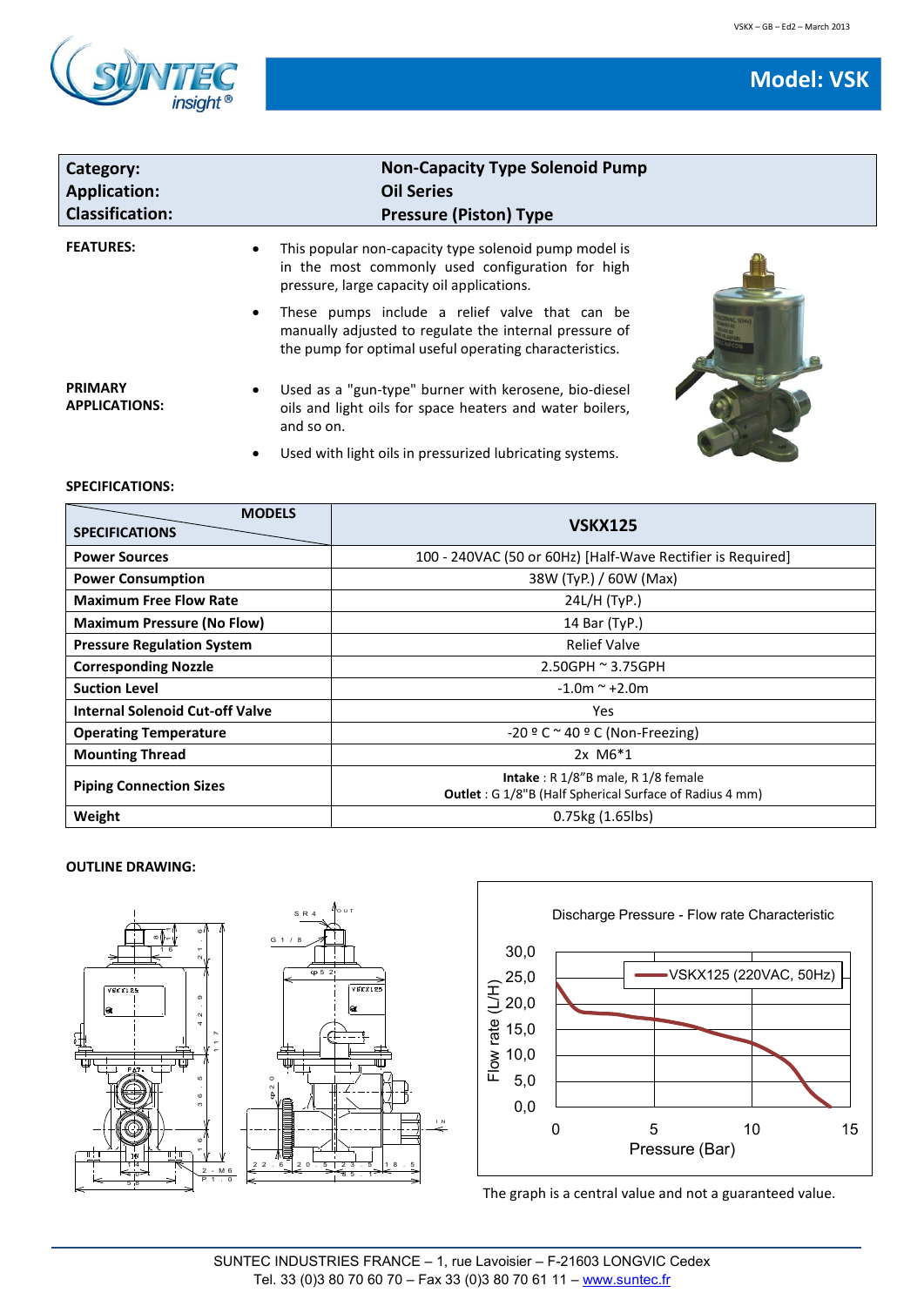# Model: VSK

| Category: | Non-Capacity Type Solenoid Pump |
|---|---|
| Application: | Oil Series |
| Classification: | Pressure (Piston) Type |

**FEATURES:**

- This popular non-capacity type solenoid pump model is in the most commonly used configuration for high pressure, large capacity oil applications.
- These pumps include a relief valve that can be manually adjusted to regulate the internal pressure of the pump for optimal useful operating characteristics.

**PRIMARY APPLICATIONS:**

- Used as a "gun-type" burner with kerosene, bio-diesel oils and light oils for space heaters and water boilers, and so on.
- Used with light oils in pressurized lubricating systems.

**SPECIFICATIONS:**

| SPECIFICATIONS / MODELS | VSKX125 |
|---|---|
| **Power Sources** | 100 - 240VAC (50 or 60Hz) [Half-Wave Rectifier is Required] |
| **Power Consumption** | 38W (TyP.) / 60W (Max) |
| **Maximum Free Flow Rate** | 24L/H (TyP.) |
| **Maximum Pressure (No Flow)** | 14 Bar (TyP.) |
| **Pressure Regulation System** | Relief Valve |
| **Corresponding Nozzle** | 2.50GPH ~ 3.75GPH |
| **Suction Level** | -1.0m ~ +2.0m |
| **Internal Solenoid Cut-off Valve** | Yes |
| **Operating Temperature** | -20 º C ~ 40 º C (Non-Freezing) |
| **Mounting Thread** | 2x M6*1 |
| **Piping Connection Sizes** | **Intake** : R 1/8"B male, R 1/8 female<br>**Outlet** : G 1/8"B (Half Spherical Surface of Radius 4 mm) |
| **Weight** | 0.75kg (1.65lbs) |

**OUTLINE DRAWING:**

Discharge Pressure - Flow rate Characteristic

The graph is a central value and not a guaranteed value.

SUNTEC INDUSTRIES FRANCE – 1, rue Lavoisier – F-21603 LONGVIC Cedex
Tel. 33 (0)3 80 70 60 70 – Fax 33 (0)3 80 70 61 11 – www.suntec.fr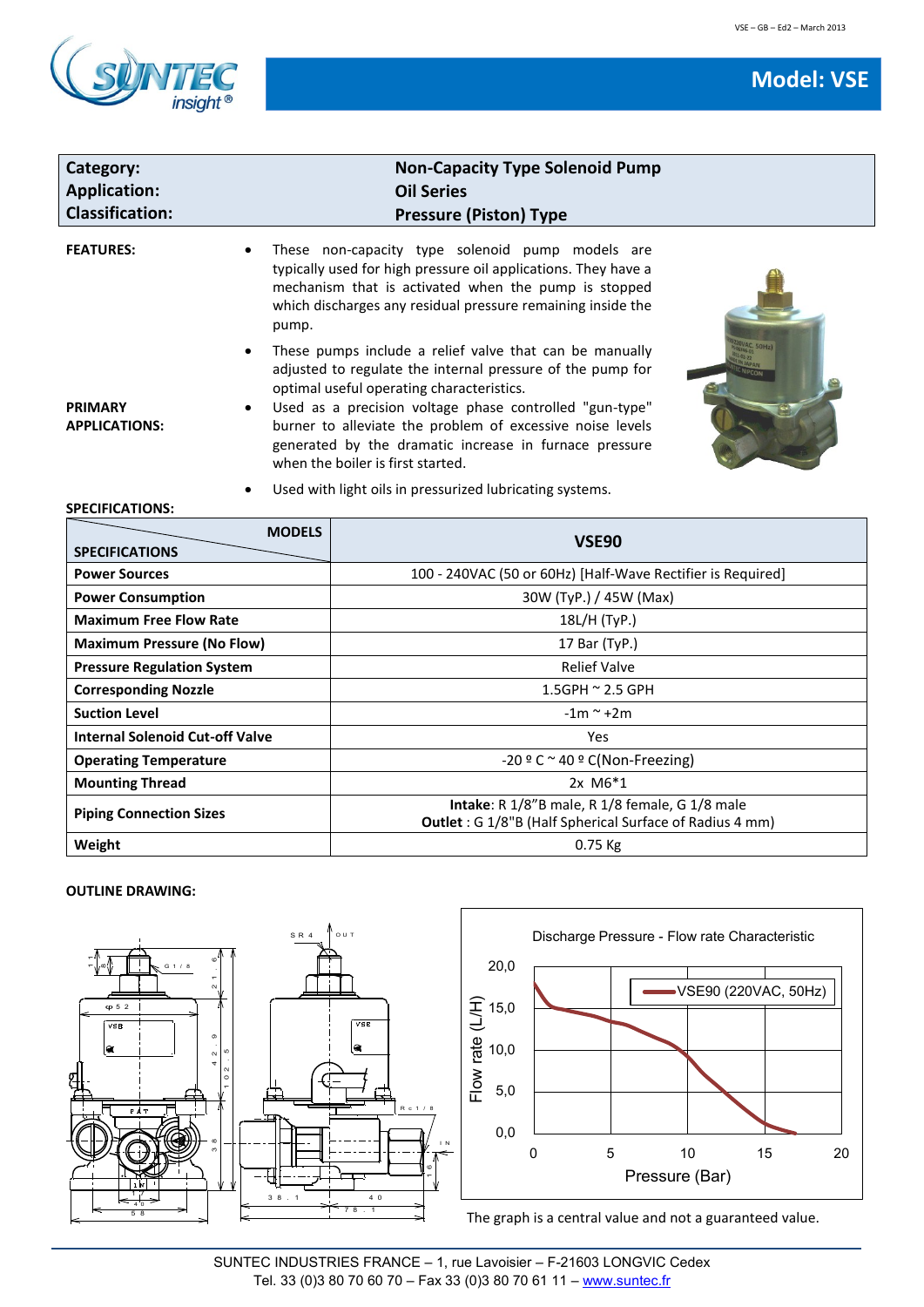# Model: VSE

| | |
|---|---|
| **Category:** | **Non-Capacity Type Solenoid Pump** |
| **Application:** | **Oil Series** |
| **Classification:** | **Pressure (Piston) Type** |

**FEATURES:**

- These non-capacity type solenoid pump models are typically used for high pressure oil applications. They have a mechanism that is activated when the pump is stopped which discharges any residual pressure remaining inside the pump.
- These pumps include a relief valve that can be manually adjusted to regulate the internal pressure of the pump for optimal useful operating characteristics.

**PRIMARY APPLICATIONS:**

- Used as a precision voltage phase controlled "gun-type" burner to alleviate the problem of excessive noise levels generated by the dramatic increase in furnace pressure when the boiler is first started.
- Used with light oils in pressurized lubricating systems.

**SPECIFICATIONS:**

| SPECIFICATIONS / MODELS | VSE90 |
|---|---|
| **Power Sources** | 100 - 240VAC (50 or 60Hz) [Half-Wave Rectifier is Required] |
| **Power Consumption** | 30W (TyP.) / 45W (Max) |
| **Maximum Free Flow Rate** | 18L/H (TyP.) |
| **Maximum Pressure (No Flow)** | 17 Bar (TyP.) |
| **Pressure Regulation System** | Relief Valve |
| **Corresponding Nozzle** | 1.5GPH ~ 2.5 GPH |
| **Suction Level** | -1m ~ +2m |
| **Internal Solenoid Cut-off Valve** | Yes |
| **Operating Temperature** | -20 º C ~ 40 º C(Non-Freezing) |
| **Mounting Thread** | 2x M6*1 |
| **Piping Connection Sizes** | **Intake**: R 1/8"B male, R 1/8 female, G 1/8 male<br>**Outlet** : G 1/8"B (Half Spherical Surface of Radius 4 mm) |
| **Weight** | 0.75 Kg |

**OUTLINE DRAWING:**

Discharge Pressure - Flow rate Characteristic

The graph is a central value and not a guaranteed value.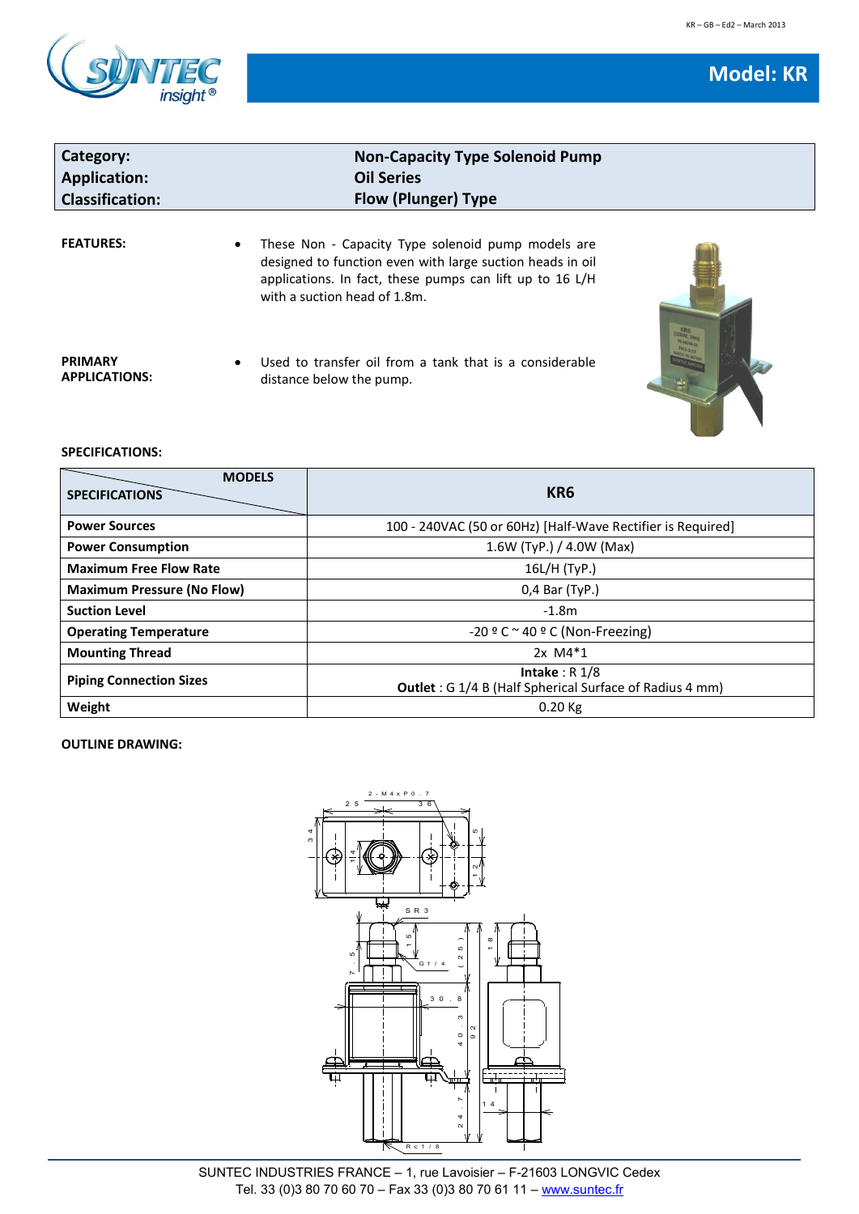# Model: KR

| | |
|---|---|
| **Category:** | **Non-Capacity Type Solenoid Pump** |
| **Application:** | **Oil Series** |
| **Classification:** | **Flow (Plunger) Type** |

**FEATURES:**

- These Non - Capacity Type solenoid pump models are designed to function even with large suction heads in oil applications. In fact, these pumps can lift up to 16 L/H with a suction head of 1.8m.

**PRIMARY APPLICATIONS:**

- Used to transfer oil from a tank that is a considerable distance below the pump.

**SPECIFICATIONS:**

| SPECIFICATIONS / MODELS | KR6 |
|---|---|
| **Power Sources** | 100 - 240VAC (50 or 60Hz) [Half-Wave Rectifier is Required] |
| **Power Consumption** | 1.6W (TyP.) / 4.0W (Max) |
| **Maximum Free Flow Rate** | 16L/H (TyP.) |
| **Maximum Pressure (No Flow)** | 0,4 Bar (TyP.) |
| **Suction Level** | -1.8m |
| **Operating Temperature** | -20 º C ~ 40 º C (Non-Freezing) |
| **Mounting Thread** | 2x M4*1 |
| **Piping Connection Sizes** | **Intake** : R 1/8<br>**Outlet** : G 1/4 B (Half Spherical Surface of Radius 4 mm) |
| **Weight** | 0.20 Kg |

**OUTLINE DRAWING:**

2-M4xP0.7
25
36
34
14
5
12
SR3
5
7
15
G1/4
(25)
18
30.8
40.3
92
24.7
14
Rc1/8

SUNTEC INDUSTRIES FRANCE – 1, rue Lavoisier – F-21603 LONGVIC Cedex
Tel. 33 (0)3 80 70 60 70 – Fax 33 (0)3 80 70 61 11 – www.suntec.fr